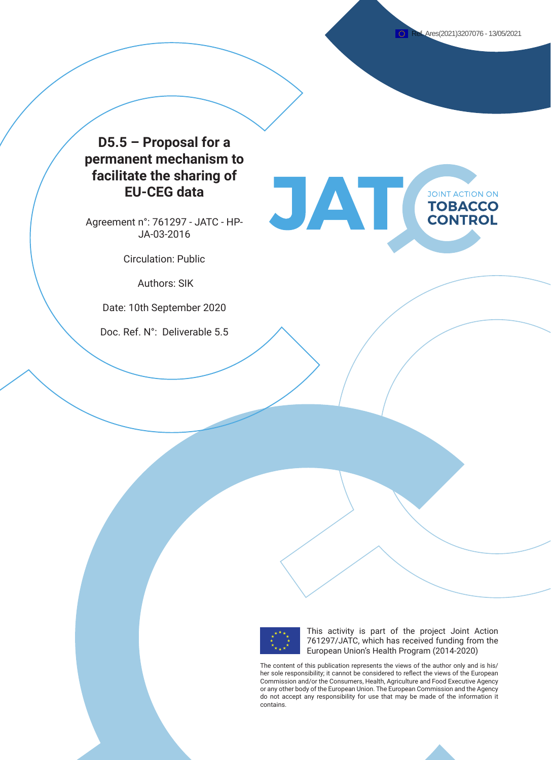Ref. Ares(2021)3207076 - 13/05/2021

# D5.5 – Proposal for a permanent mechanism to facilitate the sharing of EU-CEG data

Agreement n°: 761297 - JATC - HP-JA-03-2016

Circulation: Public

Authors: SIK

Date: 10th September 2020

Doc. Ref. N°: Deliverable 5.5

JATC JOINT ACTION ON TOBACCO CONTROL

This activity is part of the project Joint Action 761297/JATC, which has received funding from the European Union's Health Program (2014-2020)

The content of this publication represents the views of the author only and is his/her sole responsibility; it cannot be considered to reflect the views of the European Commission and/or the Consumers, Health, Agriculture and Food Executive Agency or any other body of the European Union. The European Commission and the Agency do not accept any responsibility for use that may be made of the information it contains.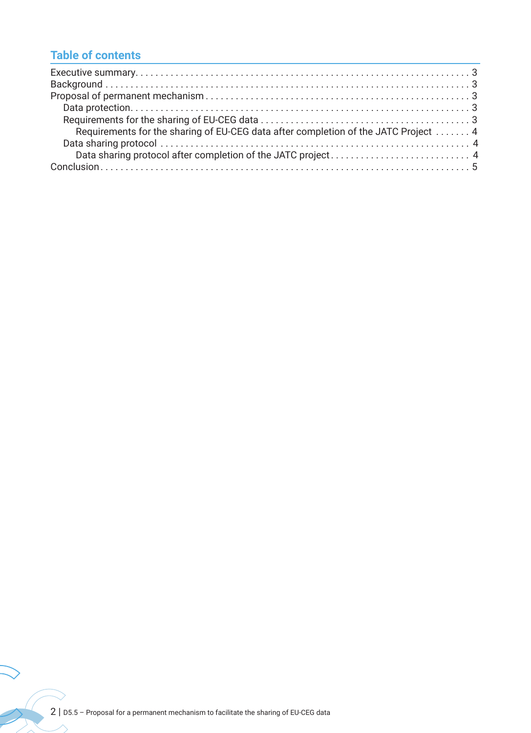## Table of contents

- Executive summary . . . . . . . . . . 3
- Background . . . . . . . . . . 3
- Proposal of permanent mechanism . . . . . . . . . . 3
  - Data protection . . . . . . . . . . 3
  - Requirements for the sharing of EU-CEG data . . . . . . . . . . 3
    - Requirements for the sharing of EU-CEG data after completion of the JATC Project . . . . . . . 4
  - Data sharing protocol . . . . . . . . . . 4
    - Data sharing protocol after completion of the JATC project . . . . . . . . . . 4
- Conclusion . . . . . . . . . . 5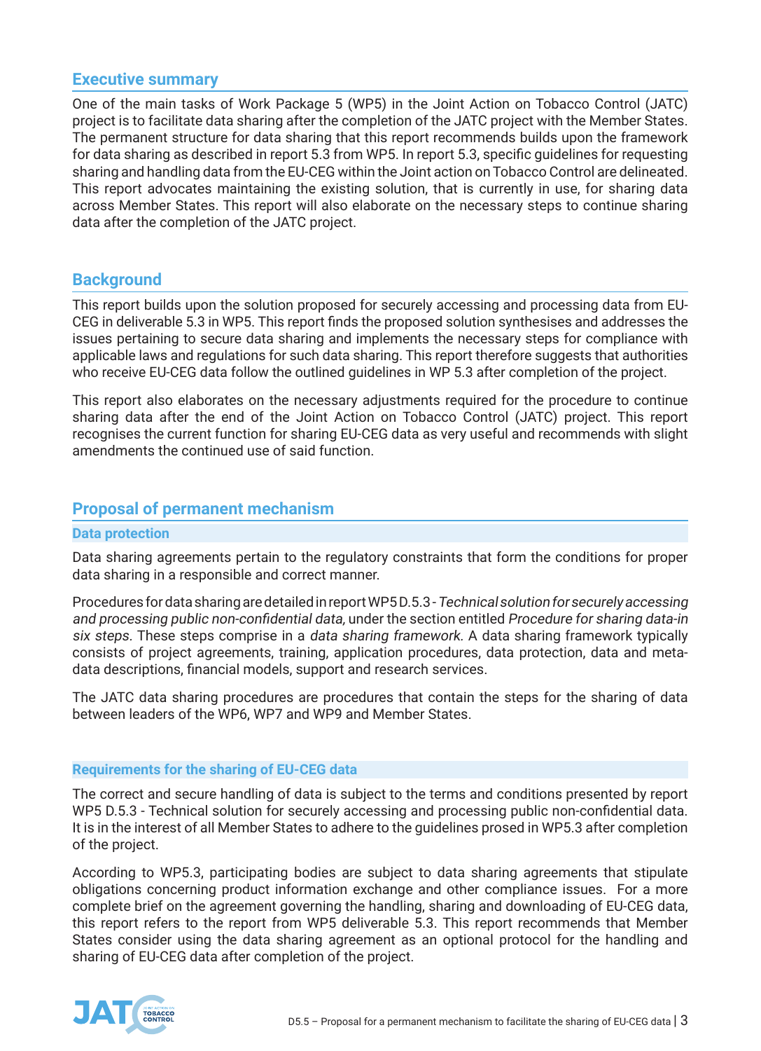## Executive summary

One of the main tasks of Work Package 5 (WP5) in the Joint Action on Tobacco Control (JATC) project is to facilitate data sharing after the completion of the JATC project with the Member States. The permanent structure for data sharing that this report recommends builds upon the framework for data sharing as described in report 5.3 from WP5. In report 5.3, specific guidelines for requesting sharing and handling data from the EU-CEG within the Joint action on Tobacco Control are delineated. This report advocates maintaining the existing solution, that is currently in use, for sharing data across Member States. This report will also elaborate on the necessary steps to continue sharing data after the completion of the JATC project.

## Background

This report builds upon the solution proposed for securely accessing and processing data from EU-CEG in deliverable 5.3 in WP5. This report finds the proposed solution synthesises and addresses the issues pertaining to secure data sharing and implements the necessary steps for compliance with applicable laws and regulations for such data sharing. This report therefore suggests that authorities who receive EU-CEG data follow the outlined guidelines in WP 5.3 after completion of the project.

This report also elaborates on the necessary adjustments required for the procedure to continue sharing data after the end of the Joint Action on Tobacco Control (JATC) project. This report recognises the current function for sharing EU-CEG data as very useful and recommends with slight amendments the continued use of said function.

## Proposal of permanent mechanism

### Data protection

Data sharing agreements pertain to the regulatory constraints that form the conditions for proper data sharing in a responsible and correct manner.

Procedures for data sharing are detailed in report WP5 D.5.3 - *Technical solution for securely accessing and processing public non-confidential data,* under the section entitled *Procedure for sharing data-in six steps.* These steps comprise in a *data sharing framework.* A data sharing framework typically consists of project agreements, training, application procedures, data protection, data and meta-data descriptions, financial models, support and research services.

The JATC data sharing procedures are procedures that contain the steps for the sharing of data between leaders of the WP6, WP7 and WP9 and Member States.

### Requirements for the sharing of EU-CEG data

The correct and secure handling of data is subject to the terms and conditions presented by report WP5 D.5.3 - Technical solution for securely accessing and processing public non-confidential data. It is in the interest of all Member States to adhere to the guidelines prosed in WP5.3 after completion of the project.

According to WP5.3, participating bodies are subject to data sharing agreements that stipulate obligations concerning product information exchange and other compliance issues. For a more complete brief on the agreement governing the handling, sharing and downloading of EU-CEG data, this report refers to the report from WP5 deliverable 5.3. This report recommends that Member States consider using the data sharing agreement as an optional protocol for the handling and sharing of EU-CEG data after completion of the project.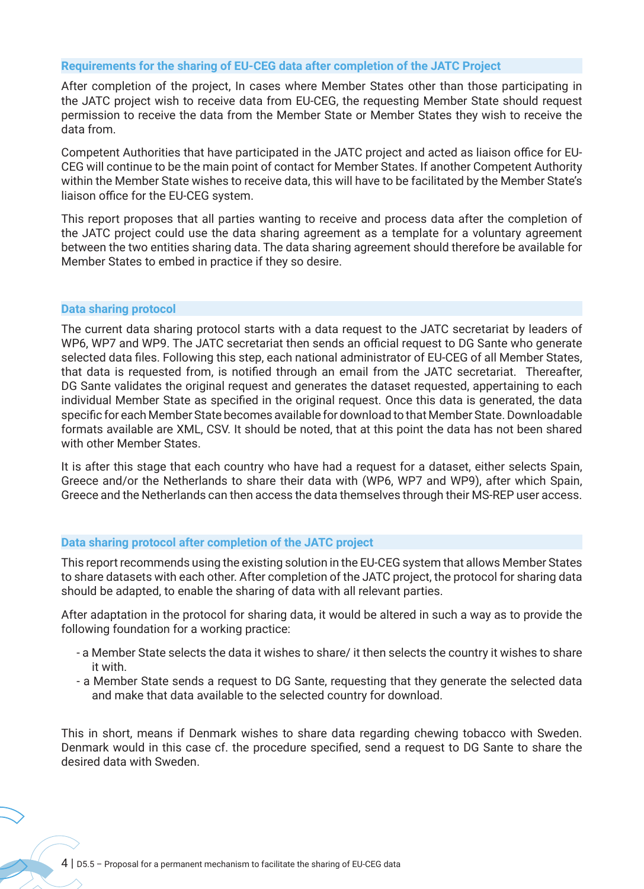## Requirements for the sharing of EU-CEG data after completion of the JATC Project

After completion of the project, In cases where Member States other than those participating in the JATC project wish to receive data from EU-CEG, the requesting Member State should request permission to receive the data from the Member State or Member States they wish to receive the data from.

Competent Authorities that have participated in the JATC project and acted as liaison office for EU-CEG will continue to be the main point of contact for Member States. If another Competent Authority within the Member State wishes to receive data, this will have to be facilitated by the Member State's liaison office for the EU-CEG system.

This report proposes that all parties wanting to receive and process data after the completion of the JATC project could use the data sharing agreement as a template for a voluntary agreement between the two entities sharing data. The data sharing agreement should therefore be available for Member States to embed in practice if they so desire.

## Data sharing protocol

The current data sharing protocol starts with a data request to the JATC secretariat by leaders of WP6, WP7 and WP9. The JATC secretariat then sends an official request to DG Sante who generate selected data files. Following this step, each national administrator of EU-CEG of all Member States, that data is requested from, is notified through an email from the JATC secretariat. Thereafter, DG Sante validates the original request and generates the dataset requested, appertaining to each individual Member State as specified in the original request. Once this data is generated, the data specific for each Member State becomes available for download to that Member State. Downloadable formats available are XML, CSV. It should be noted, that at this point the data has not been shared with other Member States.

It is after this stage that each country who have had a request for a dataset, either selects Spain, Greece and/or the Netherlands to share their data with (WP6, WP7 and WP9), after which Spain, Greece and the Netherlands can then access the data themselves through their MS-REP user access.

## Data sharing protocol after completion of the JATC project

This report recommends using the existing solution in the EU-CEG system that allows Member States to share datasets with each other. After completion of the JATC project, the protocol for sharing data should be adapted, to enable the sharing of data with all relevant parties.

After adaptation in the protocol for sharing data, it would be altered in such a way as to provide the following foundation for a working practice:

- a Member State selects the data it wishes to share/ it then selects the country it wishes to share it with.
- a Member State sends a request to DG Sante, requesting that they generate the selected data and make that data available to the selected country for download.

This in short, means if Denmark wishes to share data regarding chewing tobacco with Sweden. Denmark would in this case cf. the procedure specified, send a request to DG Sante to share the desired data with Sweden.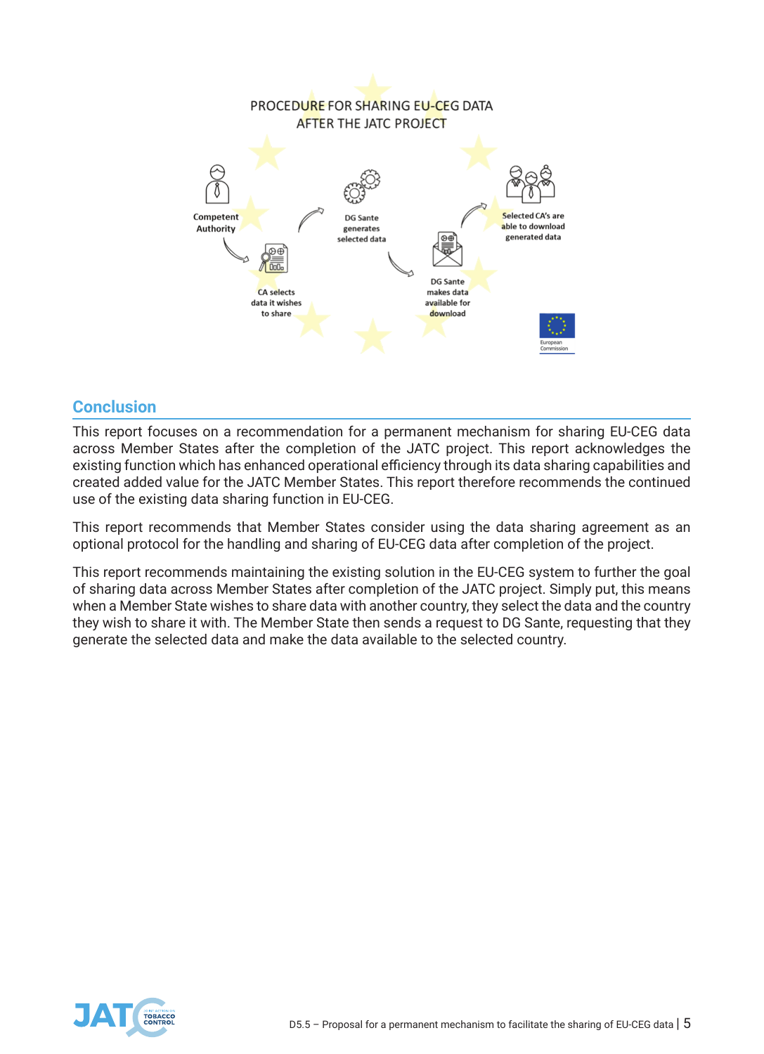PROCEDURE FOR SHARING EU-CEG DATA
AFTER THE JATC PROJECT

Competent Authority

CA selects data it wishes to share

DG Sante generates selected data

DG Sante makes data available for download

Selected CA's are able to download generated data

European Commission

## Conclusion

This report focuses on a recommendation for a permanent mechanism for sharing EU-CEG data across Member States after the completion of the JATC project. This report acknowledges the existing function which has enhanced operational efficiency through its data sharing capabilities and created added value for the JATC Member States. This report therefore recommends the continued use of the existing data sharing function in EU-CEG.

This report recommends that Member States consider using the data sharing agreement as an optional protocol for the handling and sharing of EU-CEG data after completion of the project.

This report recommends maintaining the existing solution in the EU-CEG system to further the goal of sharing data across Member States after completion of the JATC project. Simply put, this means when a Member State wishes to share data with another country, they select the data and the country they wish to share it with. The Member State then sends a request to DG Sante, requesting that they generate the selected data and make the data available to the selected country.